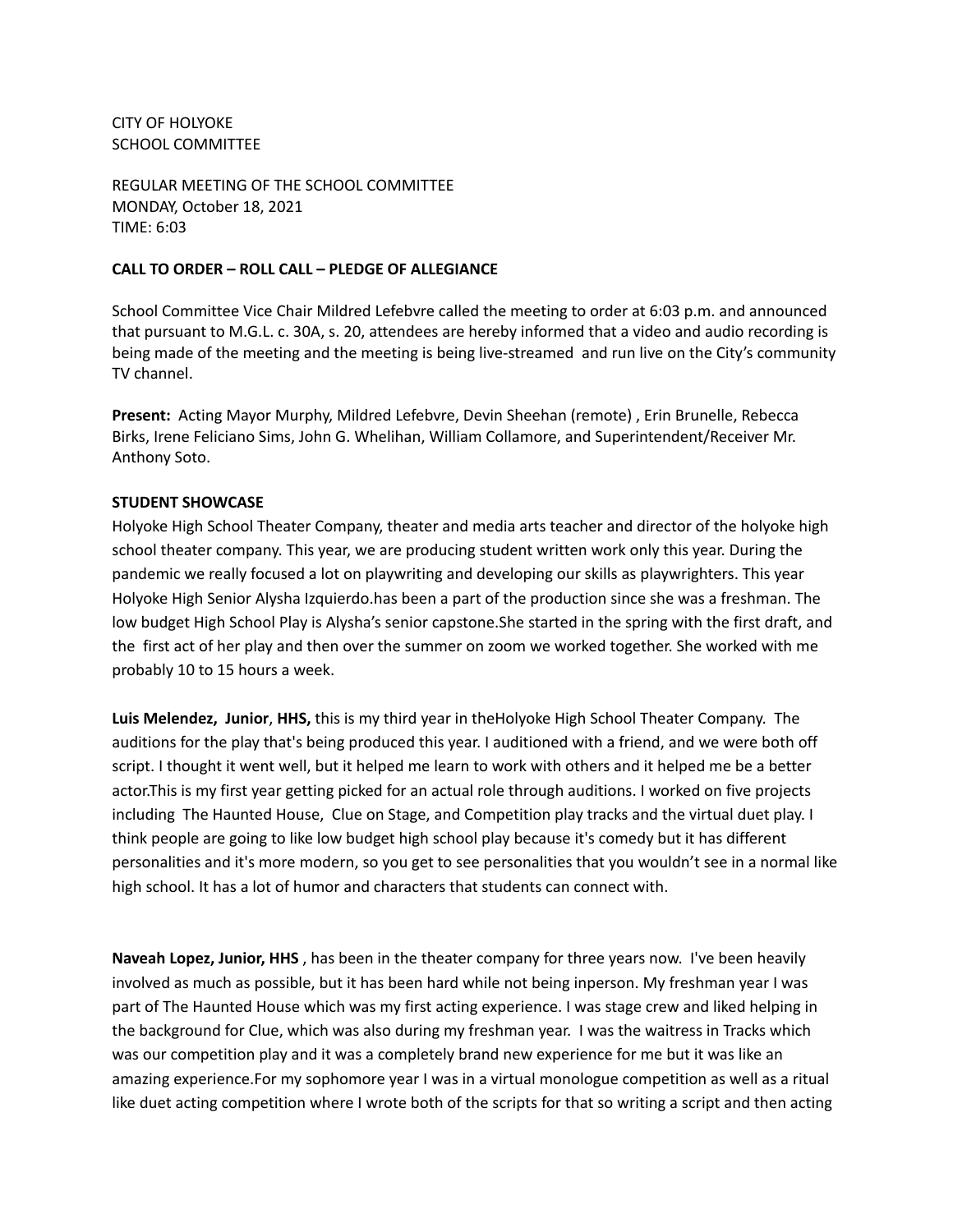CITY OF HOLYOKE
SCHOOL COMMITTEE

REGULAR MEETING OF THE SCHOOL COMMITTEE
MONDAY, October 18, 2021
TIME: 6:03

**CALL TO ORDER – ROLL CALL – PLEDGE OF ALLEGIANCE**

School Committee Vice Chair Mildred Lefebvre called the meeting to order at 6:03 p.m. and announced that pursuant to M.G.L. c. 30A, s. 20, attendees are hereby informed that a video and audio recording is being made of the meeting and the meeting is being live-streamed and run live on the City's community TV channel.

**Present:** Acting Mayor Murphy, Mildred Lefebvre, Devin Sheehan (remote) , Erin Brunelle, Rebecca Birks, Irene Feliciano Sims, John G. Whelihan, William Collamore, and Superintendent/Receiver Mr. Anthony Soto.

**STUDENT SHOWCASE**

Holyoke High School Theater Company, theater and media arts teacher and director of the holyoke high school theater company. This year, we are producing student written work only this year. During the pandemic we really focused a lot on playwriting and developing our skills as playwrighters. This year Holyoke High Senior Alysha Izquierdo.has been a part of the production since she was a freshman. The low budget High School Play is Alysha's senior capstone.She started in the spring with the first draft, and the first act of her play and then over the summer on zoom we worked together. She worked with me probably 10 to 15 hours a week.

**Luis Melendez, Junior**, **HHS,** this is my third year in theHolyoke High School Theater Company. The auditions for the play that's being produced this year. I auditioned with a friend, and we were both off script. I thought it went well, but it helped me learn to work with others and it helped me be a better actor.This is my first year getting picked for an actual role through auditions. I worked on five projects including The Haunted House, Clue on Stage, and Competition play tracks and the virtual duet play. I think people are going to like low budget high school play because it's comedy but it has different personalities and it's more modern, so you get to see personalities that you wouldn't see in a normal like high school. It has a lot of humor and characters that students can connect with.

**Naveah Lopez, Junior, HHS** , has been in the theater company for three years now. I've been heavily involved as much as possible, but it has been hard while not being inperson. My freshman year I was part of The Haunted House which was my first acting experience. I was stage crew and liked helping in the background for Clue, which was also during my freshman year. I was the waitress in Tracks which was our competition play and it was a completely brand new experience for me but it was like an amazing experience.For my sophomore year I was in a virtual monologue competition as well as a ritual like duet acting competition where I wrote both of the scripts for that so writing a script and then acting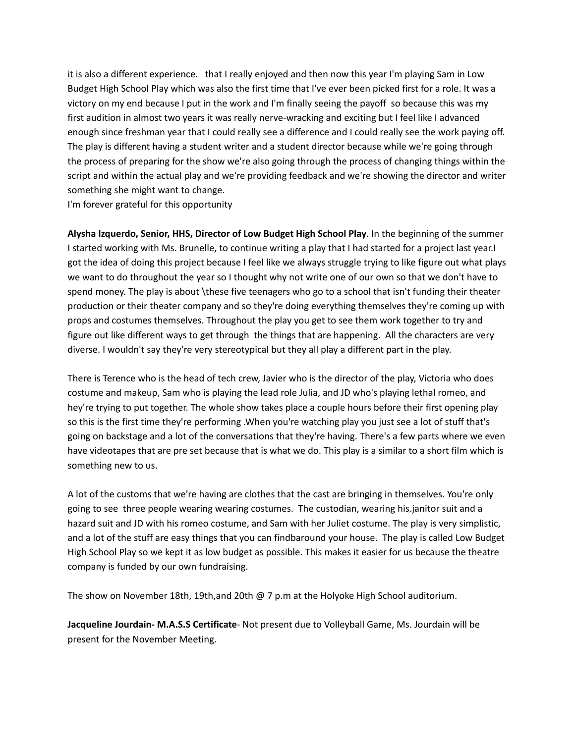it is also a different experience.   that I really enjoyed and then now this year I'm playing Sam in Low Budget High School Play which was also the first time that I've ever been picked first for a role. It was a victory on my end because I put in the work and I'm finally seeing the payoff  so because this was my first audition in almost two years it was really nerve-wracking and exciting but I feel like I advanced enough since freshman year that I could really see a difference and I could really see the work paying off. The play is different having a student writer and a student director because while we're going through the process of preparing for the show we're also going through the process of changing things within the script and within the actual play and we're providing feedback and we're showing the director and writer something she might want to change.
I'm forever grateful for this opportunity

**Alysha Izquerdo, Senior, HHS, Director of Low Budget High School Play**. In the beginning of the summer I started working with Ms. Brunelle, to continue writing a play that I had started for a project last year.I got the idea of doing this project because I feel like we always struggle trying to like figure out what plays we want to do throughout the year so I thought why not write one of our own so that we don't have to spend money. The play is about \these five teenagers who go to a school that isn't funding their theater production or their theater company and so they're doing everything themselves they're coming up with props and costumes themselves. Throughout the play you get to see them work together to try and figure out like different ways to get through  the things that are happening.  All the characters are very diverse. I wouldn't say they're very stereotypical but they all play a different part in the play.

There is Terence who is the head of tech crew, Javier who is the director of the play, Victoria who does costume and makeup, Sam who is playing the lead role Julia, and JD who's playing lethal romeo, and hey're trying to put together. The whole show takes place a couple hours before their first opening play so this is the first time they're performing .When you're watching play you just see a lot of stuff that's going on backstage and a lot of the conversations that they're having. There's a few parts where we even have videotapes that are pre set because that is what we do. This play is a similar to a short film which is something new to us.

A lot of the customs that we're having are clothes that the cast are bringing in themselves. You're only going to see  three people wearing wearing costumes.  The custodian, wearing his.janitor suit and a hazard suit and JD with his romeo costume, and Sam with her Juliet costume. The play is very simplistic, and a lot of the stuff are easy things that you can findbaround your house.  The play is called Low Budget High School Play so we kept it as low budget as possible. This makes it easier for us because the theatre company is funded by our own fundraising.

The show on November 18th, 19th,and 20th @ 7 p.m at the Holyoke High School auditorium.

**Jacqueline Jourdain- M.A.S.S Certificate**- Not present due to Volleyball Game, Ms. Jourdain will be present for the November Meeting.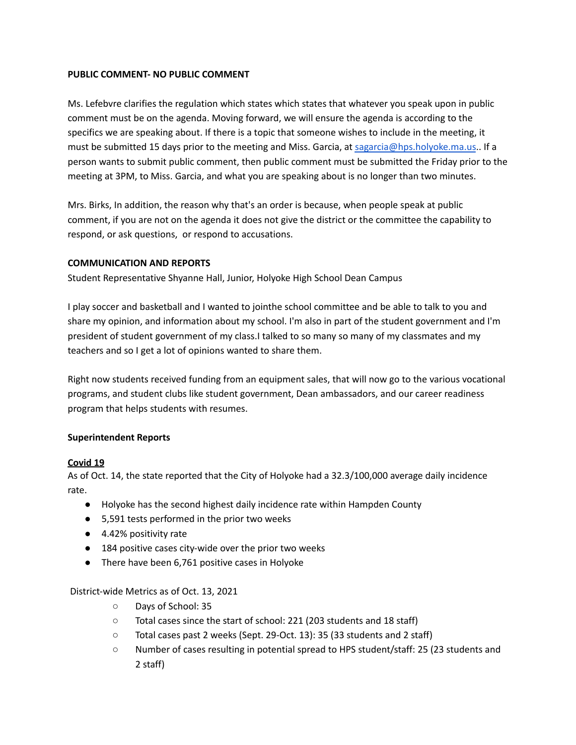**PUBLIC COMMENT- NO PUBLIC COMMENT**

Ms. Lefebvre clarifies the regulation which states which states that whatever you speak upon in public comment must be on the agenda. Moving forward, we will ensure the agenda is according to the specifics we are speaking about. If there is a topic that someone wishes to include in the meeting, it must be submitted 15 days prior to the meeting and Miss. Garcia, at sagarcia@hps.holyoke.ma.us.. If a person wants to submit public comment, then public comment must be submitted the Friday prior to the meeting at 3PM, to Miss. Garcia, and what you are speaking about is no longer than two minutes.

Mrs. Birks, In addition, the reason why that's an order is because, when people speak at public comment, if you are not on the agenda it does not give the district or the committee the capability to respond, or ask questions, or respond to accusations.

**COMMUNICATION AND REPORTS**

Student Representative Shyanne Hall, Junior, Holyoke High School Dean Campus

I play soccer and basketball and I wanted to jointhe school committee and be able to talk to you and share my opinion, and information about my school. I'm also in part of the student government and I'm president of student government of my class.I talked to so many so many of my classmates and my teachers and so I get a lot of opinions wanted to share them.

Right now students received funding from an equipment sales, that will now go to the various vocational programs, and student clubs like student government, Dean ambassadors, and our career readiness program that helps students with resumes.

**Superintendent Reports**

**Covid 19**

As of Oct. 14, the state reported that the City of Holyoke had a 32.3/100,000 average daily incidence rate.

- Holyoke has the second highest daily incidence rate within Hampden County
- 5,591 tests performed in the prior two weeks
- 4.42% positivity rate
- 184 positive cases city-wide over the prior two weeks
- There have been 6,761 positive cases in Holyoke

District-wide Metrics as of Oct. 13, 2021

- Days of School: 35
- Total cases since the start of school: 221 (203 students and 18 staff)
- Total cases past 2 weeks (Sept. 29-Oct. 13): 35 (33 students and 2 staff)
- Number of cases resulting in potential spread to HPS student/staff: 25 (23 students and 2 staff)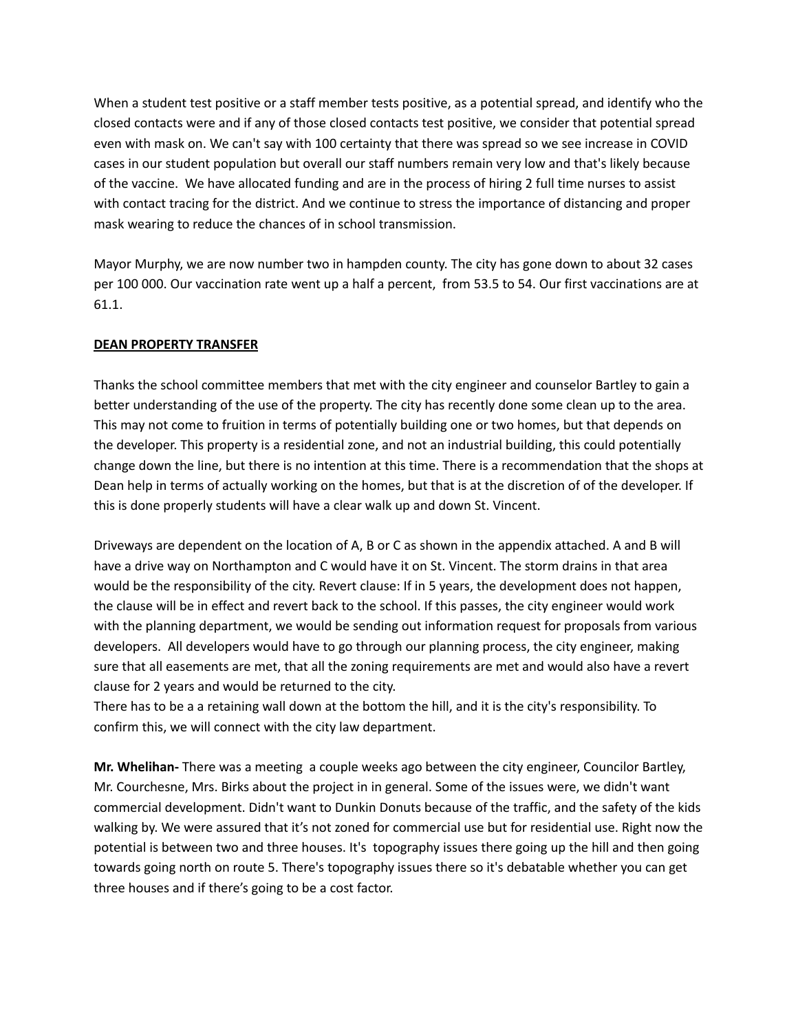When a student test positive or a staff member tests positive, as a potential spread, and identify who the closed contacts were and if any of those closed contacts test positive, we consider that potential spread even with mask on. We can't say with 100 certainty that there was spread so we see increase in COVID cases in our student population but overall our staff numbers remain very low and that's likely because of the vaccine. We have allocated funding and are in the process of hiring 2 full time nurses to assist with contact tracing for the district. And we continue to stress the importance of distancing and proper mask wearing to reduce the chances of in school transmission.

Mayor Murphy, we are now number two in hampden county. The city has gone down to about 32 cases per 100 000. Our vaccination rate went up a half a percent, from 53.5 to 54. Our first vaccinations are at 61.1.

**DEAN PROPERTY TRANSFER**

Thanks the school committee members that met with the city engineer and counselor Bartley to gain a better understanding of the use of the property. The city has recently done some clean up to the area. This may not come to fruition in terms of potentially building one or two homes, but that depends on the developer. This property is a residential zone, and not an industrial building, this could potentially change down the line, but there is no intention at this time. There is a recommendation that the shops at Dean help in terms of actually working on the homes, but that is at the discretion of of the developer. If this is done properly students will have a clear walk up and down St. Vincent.

Driveways are dependent on the location of A, B or C as shown in the appendix attached. A and B will have a drive way on Northampton and C would have it on St. Vincent. The storm drains in that area would be the responsibility of the city. Revert clause: If in 5 years, the development does not happen, the clause will be in effect and revert back to the school. If this passes, the city engineer would work with the planning department, we would be sending out information request for proposals from various developers. All developers would have to go through our planning process, the city engineer, making sure that all easements are met, that all the zoning requirements are met and would also have a revert clause for 2 years and would be returned to the city.
There has to be a a retaining wall down at the bottom the hill, and it is the city's responsibility. To confirm this, we will connect with the city law department.

**Mr. Whelihan-** There was a meeting a couple weeks ago between the city engineer, Councilor Bartley, Mr. Courchesne, Mrs. Birks about the project in in general. Some of the issues were, we didn't want commercial development. Didn't want to Dunkin Donuts because of the traffic, and the safety of the kids walking by. We were assured that it's not zoned for commercial use but for residential use. Right now the potential is between two and three houses. It's topography issues there going up the hill and then going towards going north on route 5. There's topography issues there so it's debatable whether you can get three houses and if there's going to be a cost factor.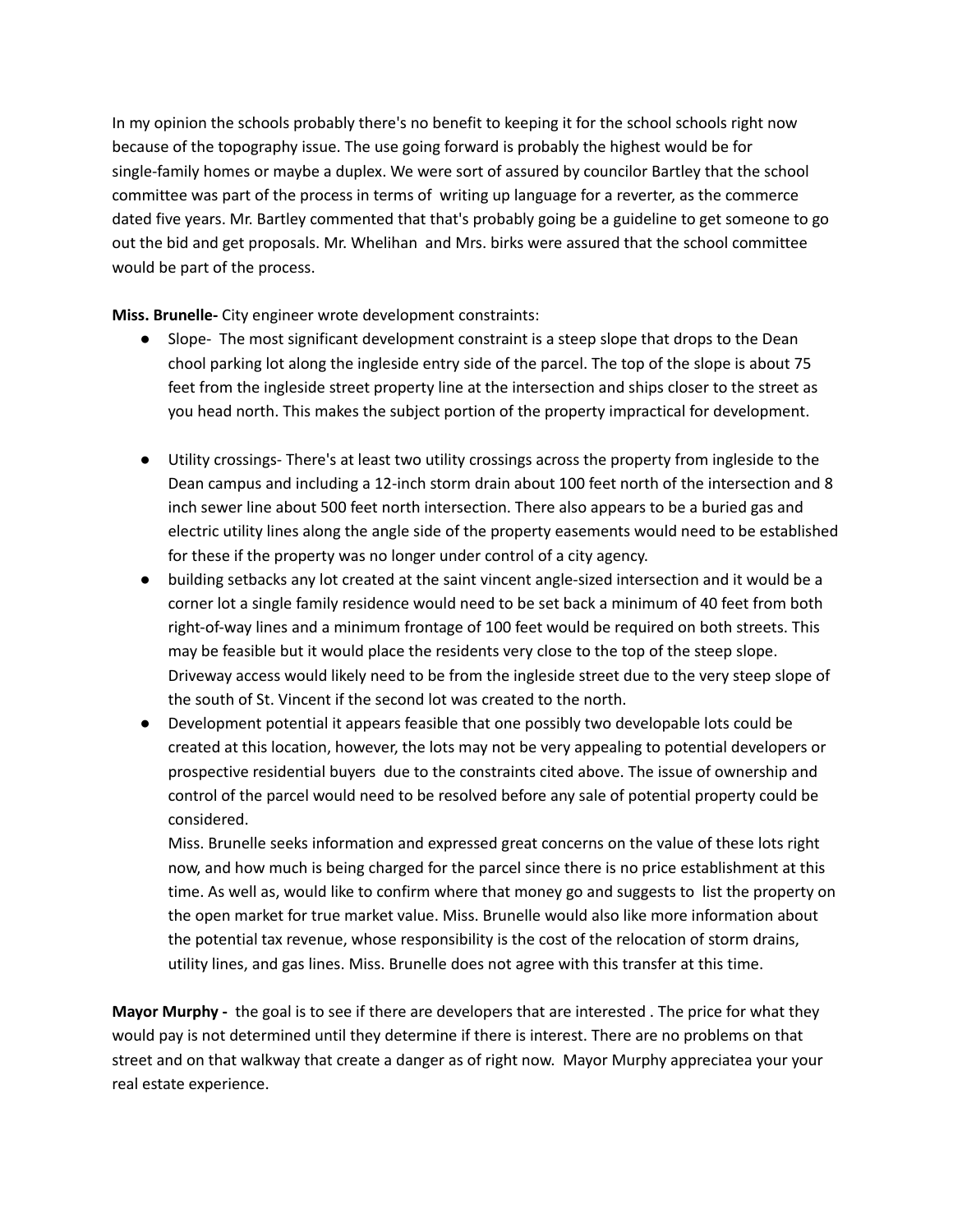In my opinion the schools probably there's no benefit to keeping it for the school schools right now because of the topography issue. The use going forward is probably the highest would be for single-family homes or maybe a duplex. We were sort of assured by councilor Bartley that the school committee was part of the process in terms of  writing up language for a reverter, as the commerce dated five years. Mr. Bartley commented that that's probably going be a guideline to get someone to go out the bid and get proposals. Mr. Whelihan  and Mrs. birks were assured that the school committee would be part of the process.

**Miss. Brunelle-** City engineer wrote development constraints:

- Slope-  The most significant development constraint is a steep slope that drops to the Dean chool parking lot along the ingleside entry side of the parcel. The top of the slope is about 75 feet from the ingleside street property line at the intersection and ships closer to the street as you head north. This makes the subject portion of the property impractical for development.

- Utility crossings- There's at least two utility crossings across the property from ingleside to the Dean campus and including a 12-inch storm drain about 100 feet north of the intersection and 8 inch sewer line about 500 feet north intersection. There also appears to be a buried gas and electric utility lines along the angle side of the property easements would need to be established for these if the property was no longer under control of a city agency.
- building setbacks any lot created at the saint vincent angle-sized intersection and it would be a corner lot a single family residence would need to be set back a minimum of 40 feet from both right-of-way lines and a minimum frontage of 100 feet would be required on both streets. This may be feasible but it would place the residents very close to the top of the steep slope. Driveway access would likely need to be from the ingleside street due to the very steep slope of the south of St. Vincent if the second lot was created to the north.
- Development potential it appears feasible that one possibly two developable lots could be created at this location, however, the lots may not be very appealing to potential developers or prospective residential buyers  due to the constraints cited above. The issue of ownership and control of the parcel would need to be resolved before any sale of potential property could be considered.

  Miss. Brunelle seeks information and expressed great concerns on the value of these lots right now, and how much is being charged for the parcel since there is no price establishment at this time. As well as, would like to confirm where that money go and suggests to  list the property on the open market for true market value. Miss. Brunelle would also like more information about the potential tax revenue, whose responsibility is the cost of the relocation of storm drains, utility lines, and gas lines. Miss. Brunelle does not agree with this transfer at this time.

**Mayor Murphy -**  the goal is to see if there are developers that are interested . The price for what they would pay is not determined until they determine if there is interest. There are no problems on that street and on that walkway that create a danger as of right now.  Mayor Murphy appreciatea your your real estate experience.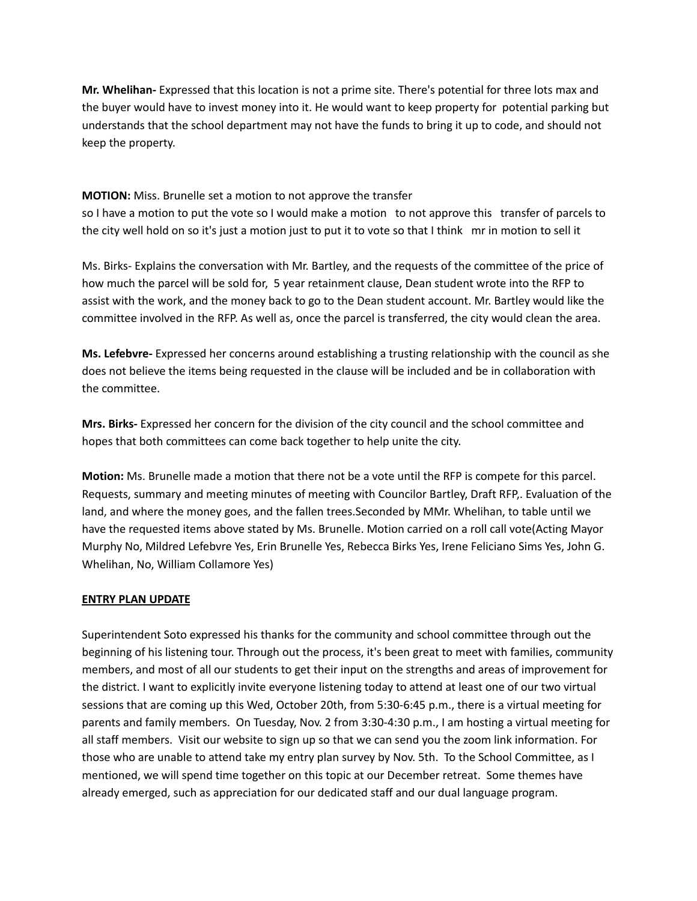**Mr. Whelihan-** Expressed that this location is not a prime site. There's potential for three lots max and the buyer would have to invest money into it. He would want to keep property for potential parking but understands that the school department may not have the funds to bring it up to code, and should not keep the property.

**MOTION:** Miss. Brunelle set a motion to not approve the transfer
so I have a motion to put the vote so I would make a motion to not approve this transfer of parcels to the city well hold on so it's just a motion just to put it to vote so that I think mr in motion to sell it

Ms. Birks- Explains the conversation with Mr. Bartley, and the requests of the committee of the price of how much the parcel will be sold for, 5 year retainment clause, Dean student wrote into the RFP to assist with the work, and the money back to go to the Dean student account. Mr. Bartley would like the committee involved in the RFP. As well as, once the parcel is transferred, the city would clean the area.

**Ms. Lefebvre-** Expressed her concerns around establishing a trusting relationship with the council as she does not believe the items being requested in the clause will be included and be in collaboration with the committee.

**Mrs. Birks-** Expressed her concern for the division of the city council and the school committee and hopes that both committees can come back together to help unite the city.

**Motion:** Ms. Brunelle made a motion that there not be a vote until the RFP is compete for this parcel. Requests, summary and meeting minutes of meeting with Councilor Bartley, Draft RFP,. Evaluation of the land, and where the money goes, and the fallen trees.Seconded by MMr. Whelihan, to table until we have the requested items above stated by Ms. Brunelle. Motion carried on a roll call vote(Acting Mayor Murphy No, Mildred Lefebvre Yes, Erin Brunelle Yes, Rebecca Birks Yes, Irene Feliciano Sims Yes, John G. Whelihan, No, William Collamore Yes)

**ENTRY PLAN UPDATE**

Superintendent Soto expressed his thanks for the community and school committee through out the beginning of his listening tour. Through out the process, it's been great to meet with families, community members, and most of all our students to get their input on the strengths and areas of improvement for the district. I want to explicitly invite everyone listening today to attend at least one of our two virtual sessions that are coming up this Wed, October 20th, from 5:30-6:45 p.m., there is a virtual meeting for parents and family members. On Tuesday, Nov. 2 from 3:30-4:30 p.m., I am hosting a virtual meeting for all staff members. Visit our website to sign up so that we can send you the zoom link information. For those who are unable to attend take my entry plan survey by Nov. 5th. To the School Committee, as I mentioned, we will spend time together on this topic at our December retreat. Some themes have already emerged, such as appreciation for our dedicated staff and our dual language program.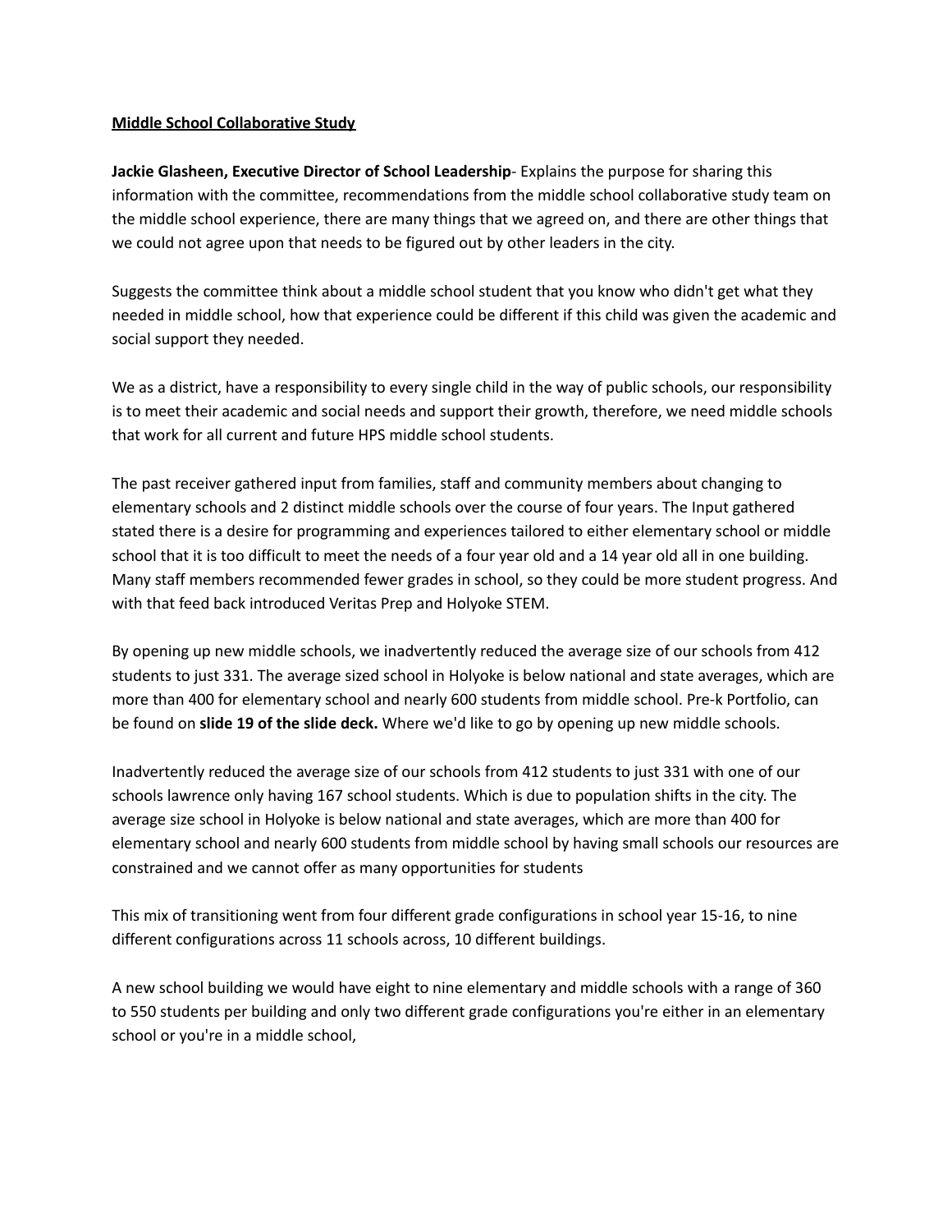**Middle School Collaborative Study**

**Jackie Glasheen, Executive Director of School Leadership**- Explains the purpose for sharing this information with the committee, recommendations from the middle school collaborative study team on the middle school experience, there are many things that we agreed on, and there are other things that we could not agree upon that needs to be figured out by other leaders in the city.

Suggests the committee think about a middle school student that you know who didn't get what they needed in middle school, how that experience could be different if this child was given the academic and social support they needed.

We as a district, have a responsibility to every single child in the way of public schools, our responsibility is to meet their academic and social needs and support their growth, therefore, we need middle schools that work for all current and future HPS middle school students.

The past receiver gathered input from families, staff and community members about changing to elementary schools and 2 distinct middle schools over the course of four years. The Input gathered stated there is a desire for programming and experiences tailored to either elementary school or middle school that it is too difficult to meet the needs of a four year old and a 14 year old all in one building. Many staff members recommended fewer grades in school, so they could be more student progress. And with that feed back introduced Veritas Prep and Holyoke STEM.

By opening up new middle schools, we inadvertently reduced the average size of our schools from 412 students to just 331. The average sized school in Holyoke is below national and state averages, which are more than 400 for elementary school and nearly 600 students from middle school. Pre-k Portfolio, can be found on **slide 19 of the slide deck.** Where we'd like to go by opening up new middle schools.

Inadvertently reduced the average size of our schools from 412 students to just 331 with one of our schools lawrence only having 167 school students. Which is due to population shifts in the city. The average size school in Holyoke is below national and state averages, which are more than 400 for elementary school and nearly 600 students from middle school by having small schools our resources are constrained and we cannot offer as many opportunities for students

This mix of transitioning went from four different grade configurations in school year 15-16, to nine different configurations across 11 schools across, 10 different buildings.

A new school building we would have eight to nine elementary and middle schools with a range of 360 to 550 students per building and only two different grade configurations you're either in an elementary school or you're in a middle school,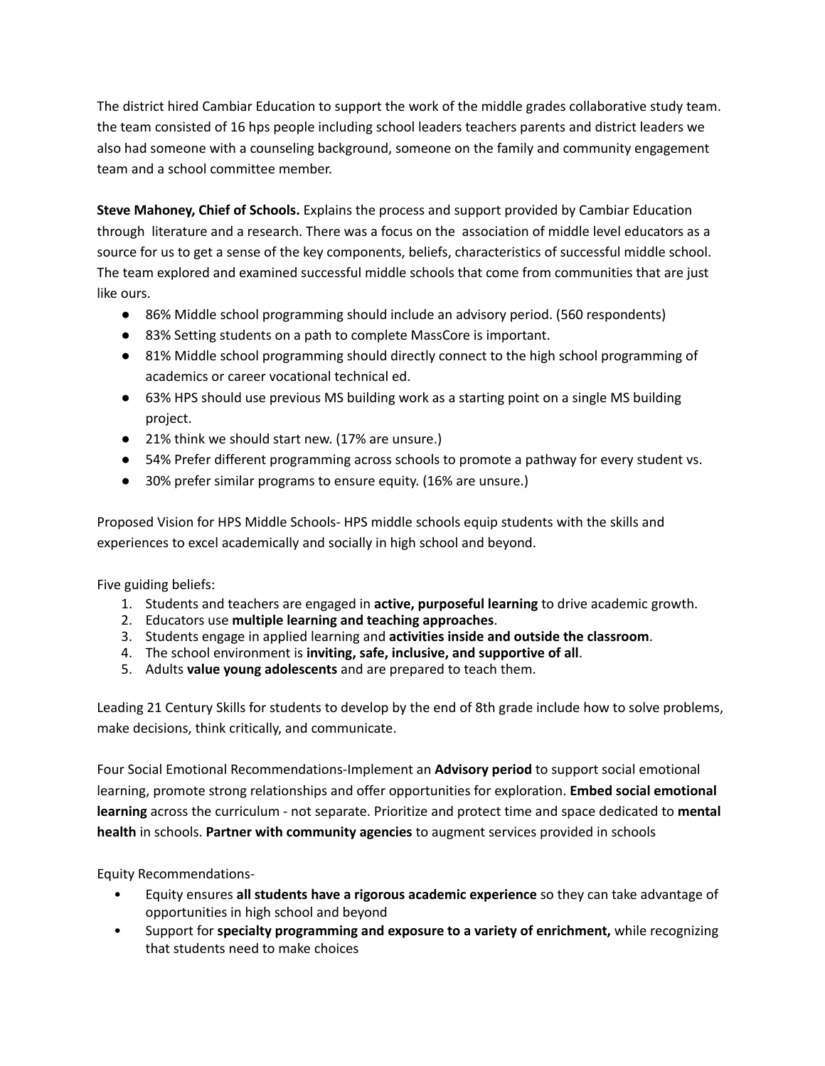The district hired Cambiar Education to support the work of the middle grades collaborative study team. the team consisted of 16 hps people including school leaders teachers parents and district leaders we also had someone with a counseling background, someone on the family and community engagement team and a school committee member.

**Steve Mahoney, Chief of Schools.** Explains the process and support provided by Cambiar Education through  literature and a research. There was a focus on the  association of middle level educators as a source for us to get a sense of the key components, beliefs, characteristics of successful middle school. The team explored and examined successful middle schools that come from communities that are just like ours.

- 86% Middle school programming should include an advisory period. (560 respondents)
- 83% Setting students on a path to complete MassCore is important.
- 81% Middle school programming should directly connect to the high school programming of academics or career vocational technical ed.
- 63% HPS should use previous MS building work as a starting point on a single MS building project.
- 21% think we should start new. (17% are unsure.)
- 54% Prefer different programming across schools to promote a pathway for every student vs.
- 30% prefer similar programs to ensure equity. (16% are unsure.)

Proposed Vision for HPS Middle Schools- HPS middle schools equip students with the skills and experiences to excel academically and socially in high school and beyond.

Five guiding beliefs:

1. Students and teachers are engaged in **active, purposeful learning** to drive academic growth.
2. Educators use **multiple learning and teaching approaches**.
3. Students engage in applied learning and **activities inside and outside the classroom**.
4. The school environment is **inviting, safe, inclusive, and supportive of all**.
5. Adults **value young adolescents** and are prepared to teach them.

Leading 21 Century Skills for students to develop by the end of 8th grade include how to solve problems, make decisions, think critically, and communicate.

Four Social Emotional Recommendations-Implement an **Advisory period** to support social emotional learning, promote strong relationships and offer opportunities for exploration. **Embed social emotional learning** across the curriculum - not separate. Prioritize and protect time and space dedicated to **mental health** in schools. **Partner with community agencies** to augment services provided in schools

Equity Recommendations-

- Equity ensures **all students have a rigorous academic experience** so they can take advantage of opportunities in high school and beyond
- Support for **specialty programming and exposure to a variety of enrichment,** while recognizing that students need to make choices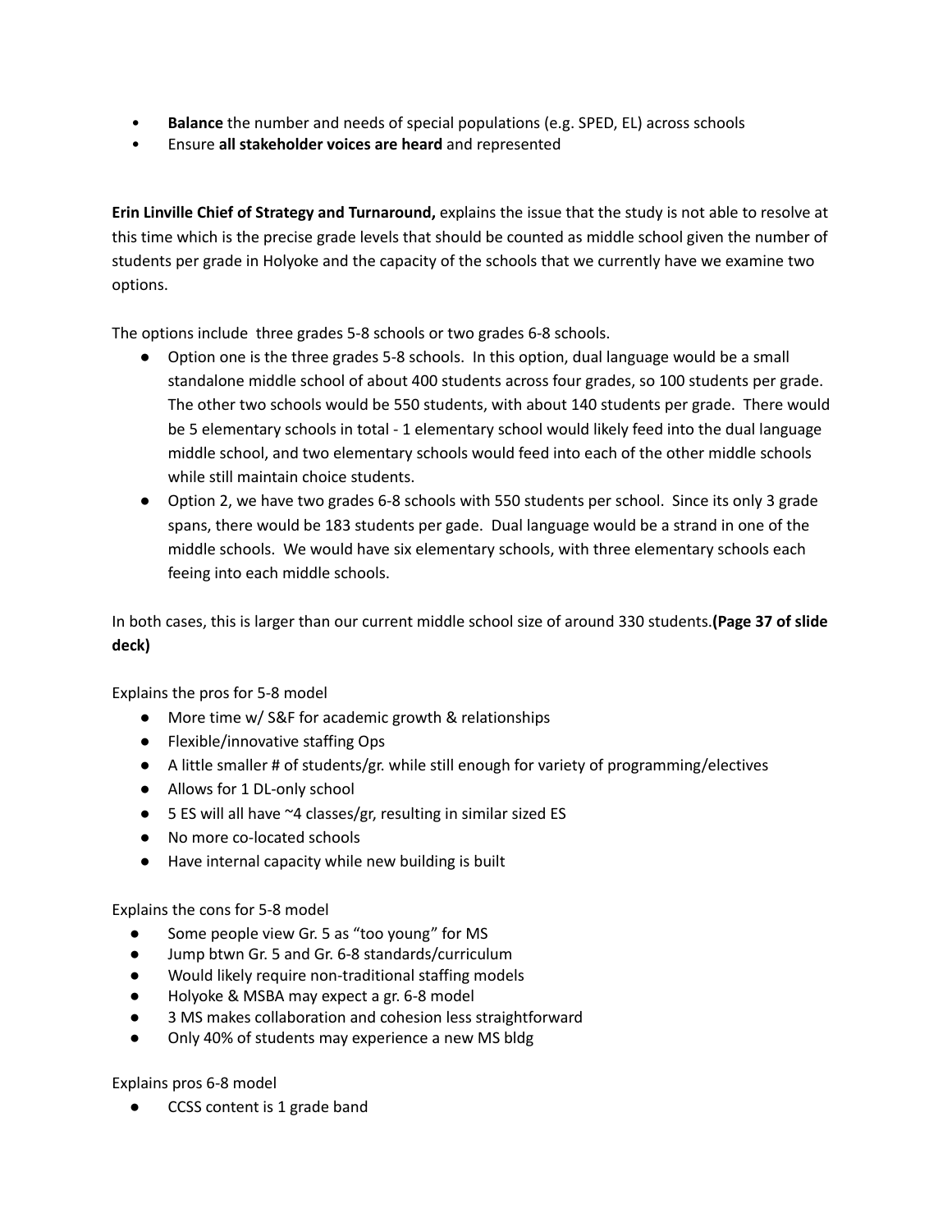- **Balance** the number and needs of special populations (e.g. SPED, EL) across schools
- Ensure **all stakeholder voices are heard** and represented

**Erin Linville Chief of Strategy and Turnaround,** explains the issue that the study is not able to resolve at this time which is the precise grade levels that should be counted as middle school given the number of students per grade in Holyoke and the capacity of the schools that we currently have we examine two options.

The options include three grades 5-8 schools or two grades 6-8 schools.

- Option one is the three grades 5-8 schools. In this option, dual language would be a small standalone middle school of about 400 students across four grades, so 100 students per grade. The other two schools would be 550 students, with about 140 students per grade. There would be 5 elementary schools in total - 1 elementary school would likely feed into the dual language middle school, and two elementary schools would feed into each of the other middle schools while still maintain choice students.
- Option 2, we have two grades 6-8 schools with 550 students per school. Since its only 3 grade spans, there would be 183 students per gade. Dual language would be a strand in one of the middle schools. We would have six elementary schools, with three elementary schools each feeing into each middle schools.

In both cases, this is larger than our current middle school size of around 330 students.**(Page 37 of slide deck)**

Explains the pros for 5-8 model

- More time w/ S&F for academic growth & relationships
- Flexible/innovative staffing Ops
- A little smaller # of students/gr. while still enough for variety of programming/electives
- Allows for 1 DL-only school
- 5 ES will all have ~4 classes/gr, resulting in similar sized ES
- No more co-located schools
- Have internal capacity while new building is built

Explains the cons for 5-8 model

- Some people view Gr. 5 as "too young" for MS
- Jump btwn Gr. 5 and Gr. 6-8 standards/curriculum
- Would likely require non-traditional staffing models
- Holyoke & MSBA may expect a gr. 6-8 model
- 3 MS makes collaboration and cohesion less straightforward
- Only 40% of students may experience a new MS bldg

Explains pros 6-8 model

- CCSS content is 1 grade band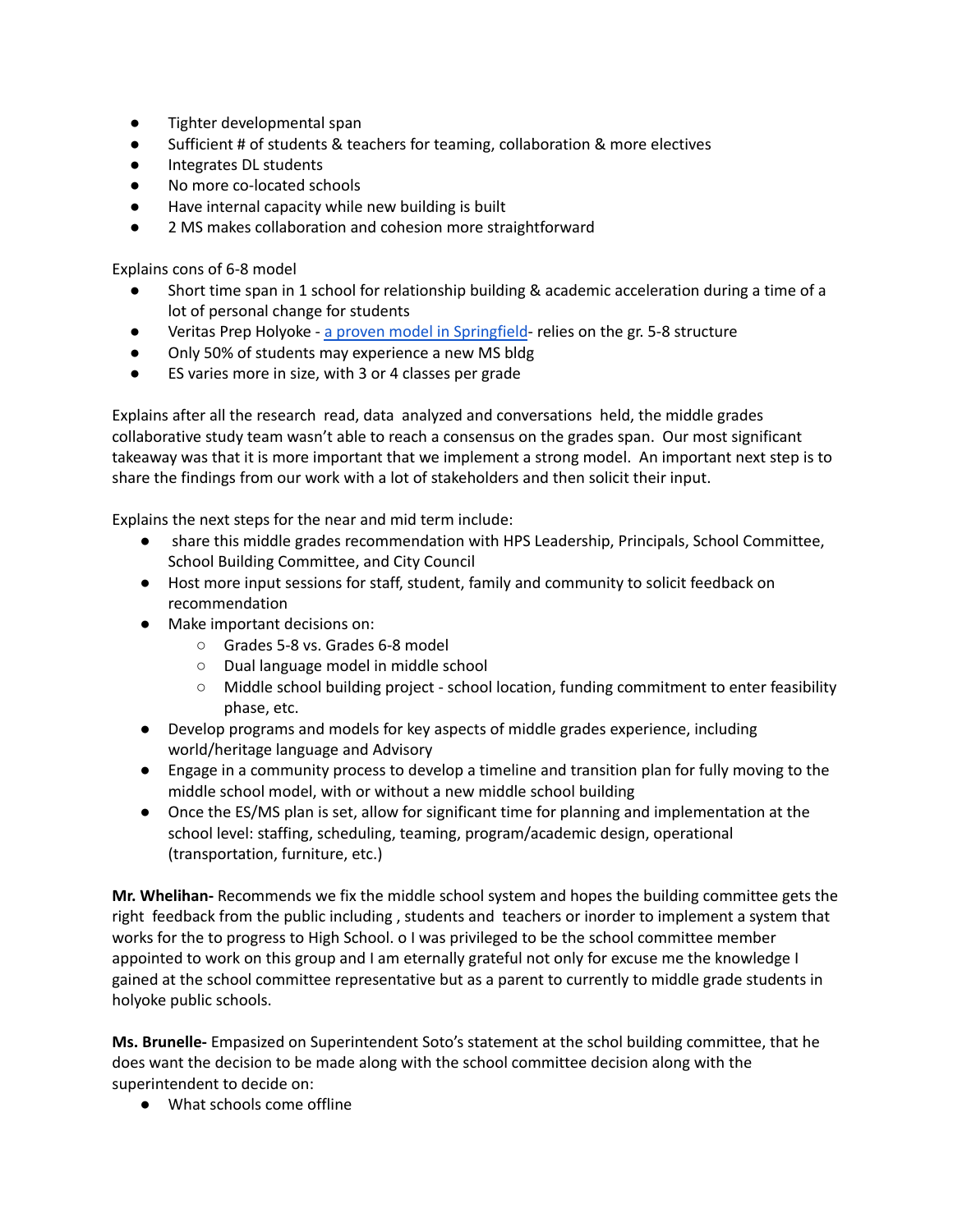- Tighter developmental span
- Sufficient # of students & teachers for teaming, collaboration & more electives
- Integrates DL students
- No more co-located schools
- Have internal capacity while new building is built
- 2 MS makes collaboration and cohesion more straightforward

Explains cons of 6-8 model

- Short time span in 1 school for relationship building & academic acceleration during a time of a lot of personal change for students
- Veritas Prep Holyoke - [a proven model in Springfield](#)- relies on the gr. 5-8 structure
- Only 50% of students may experience a new MS bldg
- ES varies more in size, with 3 or 4 classes per grade

Explains after all the research read, data analyzed and conversations held, the middle grades collaborative study team wasn't able to reach a consensus on the grades span. Our most significant takeaway was that it is more important that we implement a strong model. An important next step is to share the findings from our work with a lot of stakeholders and then solicit their input.

Explains the next steps for the near and mid term include:

- share this middle grades recommendation with HPS Leadership, Principals, School Committee, School Building Committee, and City Council
- Host more input sessions for staff, student, family and community to solicit feedback on recommendation
- Make important decisions on:
  - Grades 5-8 vs. Grades 6-8 model
  - Dual language model in middle school
  - Middle school building project - school location, funding commitment to enter feasibility phase, etc.
- Develop programs and models for key aspects of middle grades experience, including world/heritage language and Advisory
- Engage in a community process to develop a timeline and transition plan for fully moving to the middle school model, with or without a new middle school building
- Once the ES/MS plan is set, allow for significant time for planning and implementation at the school level: staffing, scheduling, teaming, program/academic design, operational (transportation, furniture, etc.)

**Mr. Whelihan-** Recommends we fix the middle school system and hopes the building committee gets the right feedback from the public including , students and teachers or inorder to implement a system that works for the to progress to High School. o I was privileged to be the school committee member appointed to work on this group and I am eternally grateful not only for excuse me the knowledge I gained at the school committee representative but as a parent to currently to middle grade students in holyoke public schools.

**Ms. Brunelle-** Empazized on Superintendent Soto's statement at the schol building committee, that he does want the decision to be made along with the school committee decision along with the superintendent to decide on:

- What schools come offline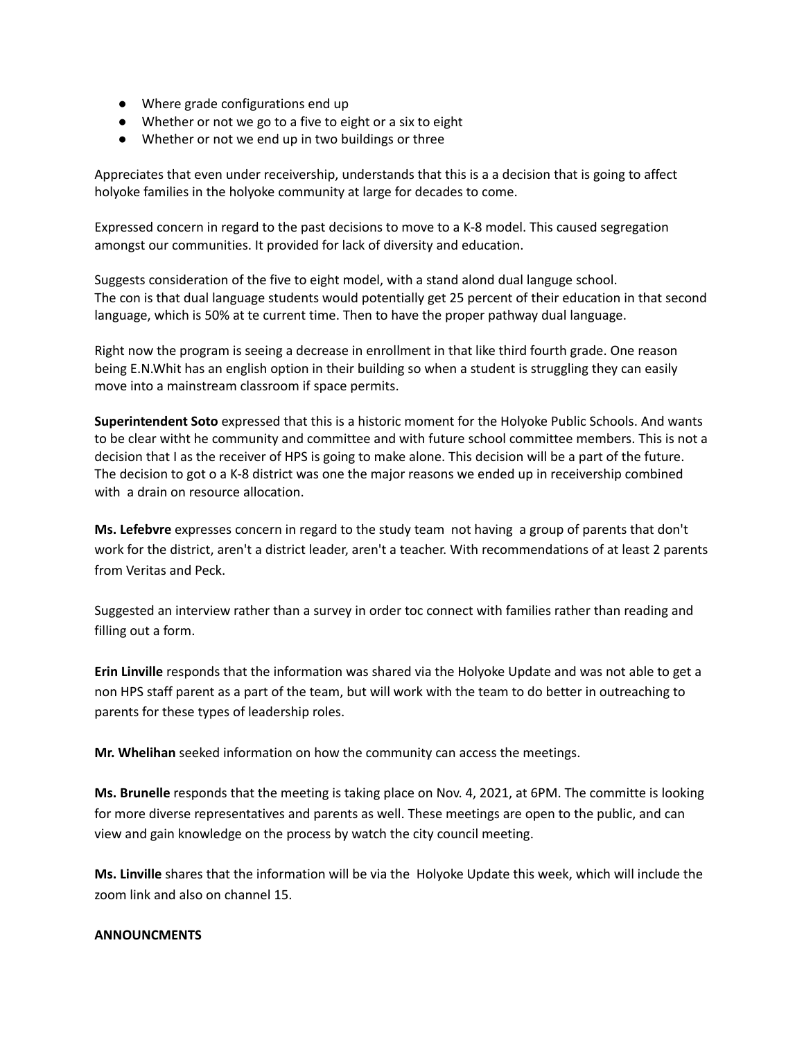- Where grade configurations end up
- Whether or not we go to a five to eight or a six to eight
- Whether or not we end up in two buildings or three

Appreciates that even under receivership, understands that this is a a decision that is going to affect holyoke families in the holyoke community at large for decades to come.

Expressed concern in regard to the past decisions to move to a K-8 model. This caused segregation amongst our communities. It provided for lack of diversity and education.

Suggests consideration of the five to eight model, with a stand alond languge school.
The con is that dual language students would potentially get 25 percent of their education in that second language, which is 50% at te current time. Then to have the proper pathway dual language.

Right now the program is seeing a decrease in enrollment in that like third fourth grade. One reason being E.N.Whit has an english option in their building so when a student is struggling they can easily move into a mainstream classroom if space permits.

**Superintendent Soto** expressed that this is a historic moment for the Holyoke Public Schools. And wants to be clear witht he community and committee and with future school committee members. This is not a decision that I as the receiver of HPS is going to make alone. This decision will be a part of the future. The decision to got o a K-8 district was one the major reasons we ended up in receivership combined with  a drain on resource allocation.

**Ms. Lefebvre** expresses concern in regard to the study team  not having  a group of parents that don't work for the district, aren't a district leader, aren't a teacher. With recommendations of at least 2 parents from Veritas and Peck.

Suggested an interview rather than a survey in order toc connect with families rather than reading and filling out a form.

**Erin Linville** responds that the information was shared via the Holyoke Update and was not able to get a non HPS staff parent as a part of the team, but will work with the team to do better in outreaching to parents for these types of leadership roles.

**Mr. Whelihan** seeked information on how the community can access the meetings.

**Ms. Brunelle** responds that the meeting is taking place on Nov. 4, 2021, at 6PM. The committe is looking for more diverse representatives and parents as well. These meetings are open to the public, and can view and gain knowledge on the process by watch the city council meeting.

**Ms. Linville** shares that the information will be via the  Holyoke Update this week, which will include the zoom link and also on channel 15.

**ANNOUNCMENTS**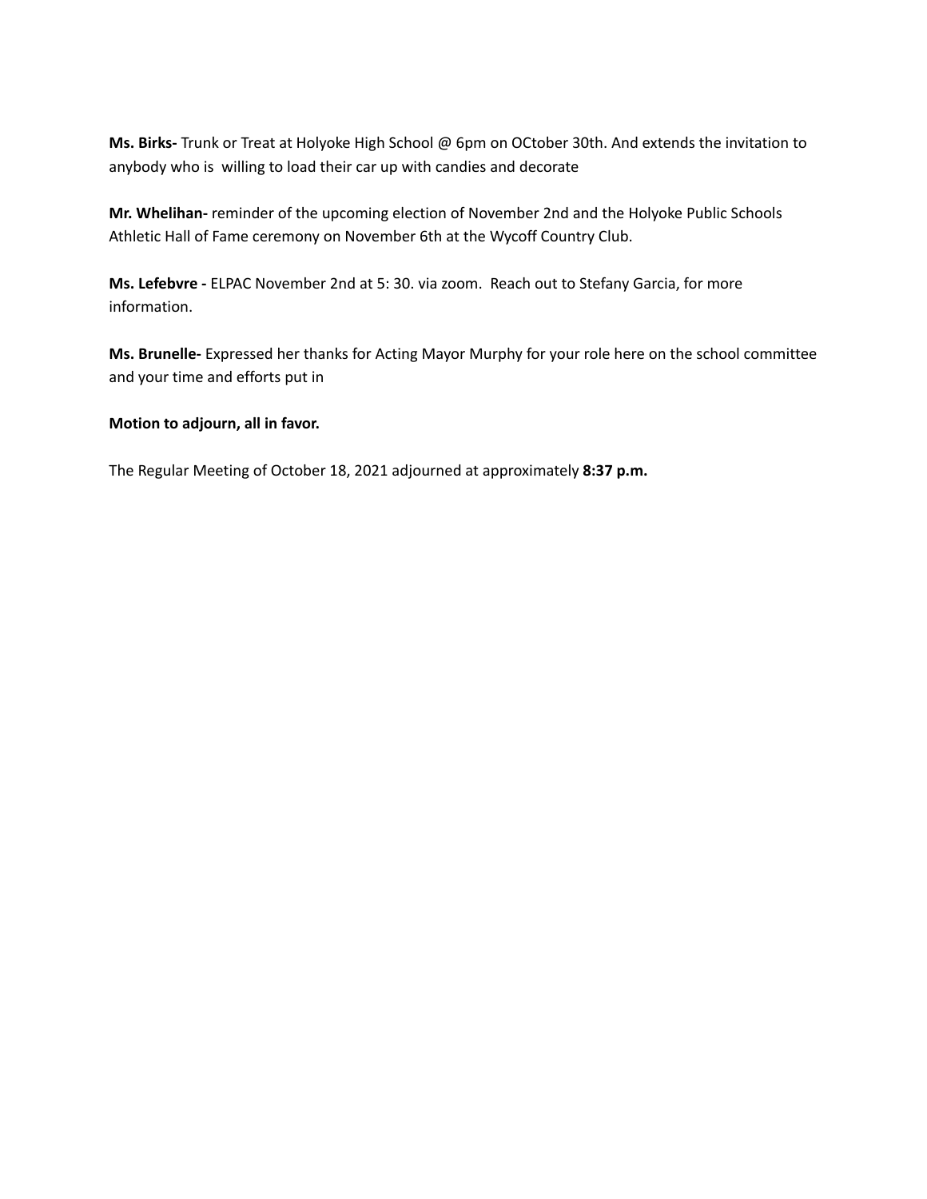**Ms. Birks-** Trunk or Treat at Holyoke High School @ 6pm on OCtober 30th. And extends the invitation to anybody who is willing to load their car up with candies and decorate

**Mr. Whelihan-** reminder of the upcoming election of November 2nd and the Holyoke Public Schools Athletic Hall of Fame ceremony on November 6th at the Wycoff Country Club.

**Ms. Lefebvre -** ELPAC November 2nd at 5: 30. via zoom. Reach out to Stefany Garcia, for more information.

**Ms. Brunelle-** Expressed her thanks for Acting Mayor Murphy for your role here on the school committee and your time and efforts put in

**Motion to adjourn, all in favor.**

The Regular Meeting of October 18, 2021 adjourned at approximately **8:37 p.m.**